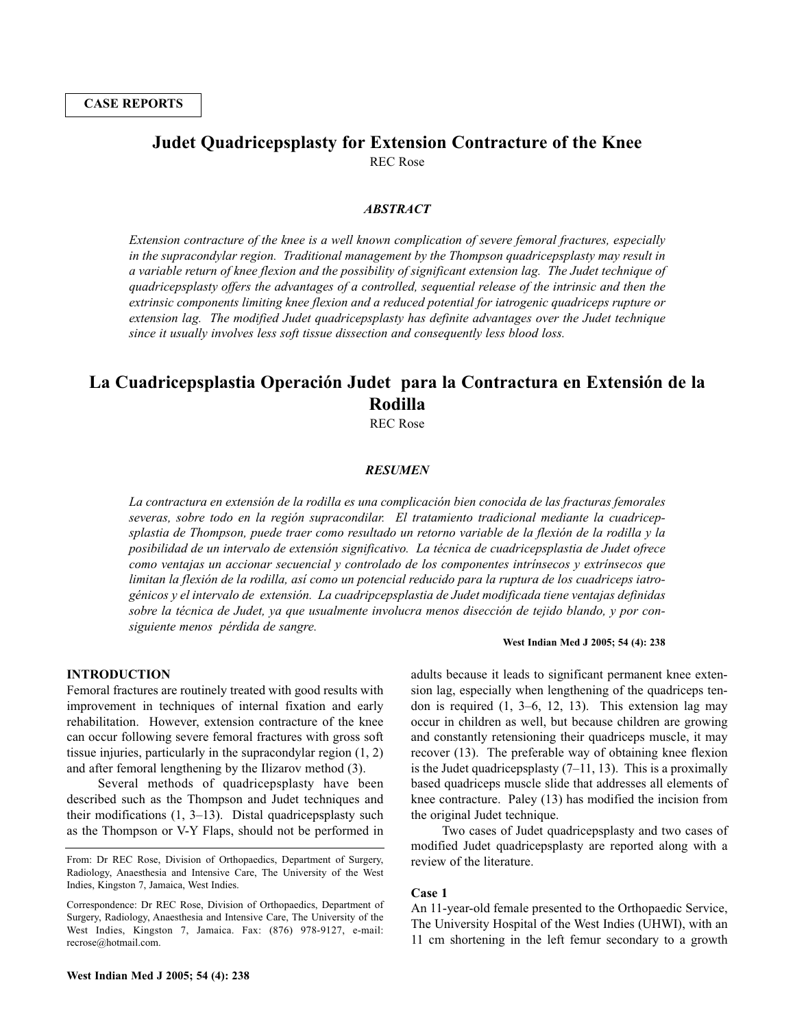CASE REPORTS

# Judet Quadricepsplasty for Extension Contracture of the Knee

REC Rose

### *ABSTRACT*

*Extension contracture of the knee is a well known complication of severe femoral fractures, especially in the supracondylar region. Traditional management by the Thompson quadricepsplasty may result in a variable return of knee flexion and the possibility of significant extension lag. The Judet technique of quadricepsplasty offers the advantages of a controlled, sequential release of the intrinsic and then the extrinsic components limiting knee flexion and a reduced potential for iatrogenic quadriceps rupture or extension lag. The modified Judet quadricepsplasty has definite advantages over the Judet technique since it usually involves less soft tissue dissection and consequently less blood loss.*

# La Cuadricepsplastia Operación Judet para la Contractura en Extensión de la Rodilla

REC Rose

### *RESUMEN*

*La contractura en extensión de la rodilla es una complicación bien conocida de las fracturas femorales severas, sobre todo en la región supracondilar. El tratamiento tradicional mediante la cuadricepsplastia de Thompson, puede traer como resultado un retorno variable de la flexión de la rodilla y la posibilidad de un intervalo de extensión significativo. La técnica de cuadricepsplastia de Judet ofrece como ventajas un accionar secuencial y controlado de los componentes intrínsecos y extrínsecos que limitan la flexión de la rodilla, así como un potencial reducido para la ruptura de los cuadriceps iatrogénicos y el intervalo de extensión. La cuadripcepsplastia de Judet modificada tiene ventajas definidas sobre la técnica de Judet, ya que usualmente involucra menos disección de tejido blando, y por consiguiente menos pérdida de sangre.*

## INTRODUCTION

Femoral fractures are routinely treated with good results with improvement in techniques of internal fixation and early rehabilitation. However, extension contracture of the knee can occur following severe femoral fractures with gross soft tissue injuries, particularly in the supracondylar region (1, 2) and after femoral lengthening by the Ilizarov method (3).

Several methods of quadricepsplasty have been described such as the Thompson and Judet techniques and their modifications (1, 3–13). Distal quadricepsplasty such as the Thompson or V-Y Flaps, should not be performed in adults because it leads to significant permanent knee extension lag, especially when lengthening of the quadriceps tendon is required (1, 3–6, 12, 13). This extension lag may occur in children as well, but because children are growing and constantly retensioning their quadriceps muscle, it may recover (13). The preferable way of obtaining knee flexion is the Judet quadricepsplasty (7–11, 13). This is a proximally based quadriceps muscle slide that addresses all elements of knee contracture. Paley (13) has modified the incision from the original Judet technique.

Two cases of Judet quadricepsplasty and two cases of modified Judet quadricepsplasty are reported along with a review of the literature.

From: Dr REC Rose, Division of Orthopaedics, Department of Surgery, Radiology, Anaesthesia and Intensive Care, The University of the West Indies, Kingston 7, Jamaica, West Indies.

Correspondence: Dr REC Rose, Division of Orthopaedics, Department of Surgery, Radiology, Anaesthesia and Intensive Care, The University of the West Indies, Kingston 7, Jamaica. Fax: (876) 978-9127, e-mail: recrose@hotmail.com.

### Case 1

An 11-year-old female presented to the Orthopaedic Service, The University Hospital of the West Indies (UHWI), with an 11 cm shortening in the left femur secondary to a growth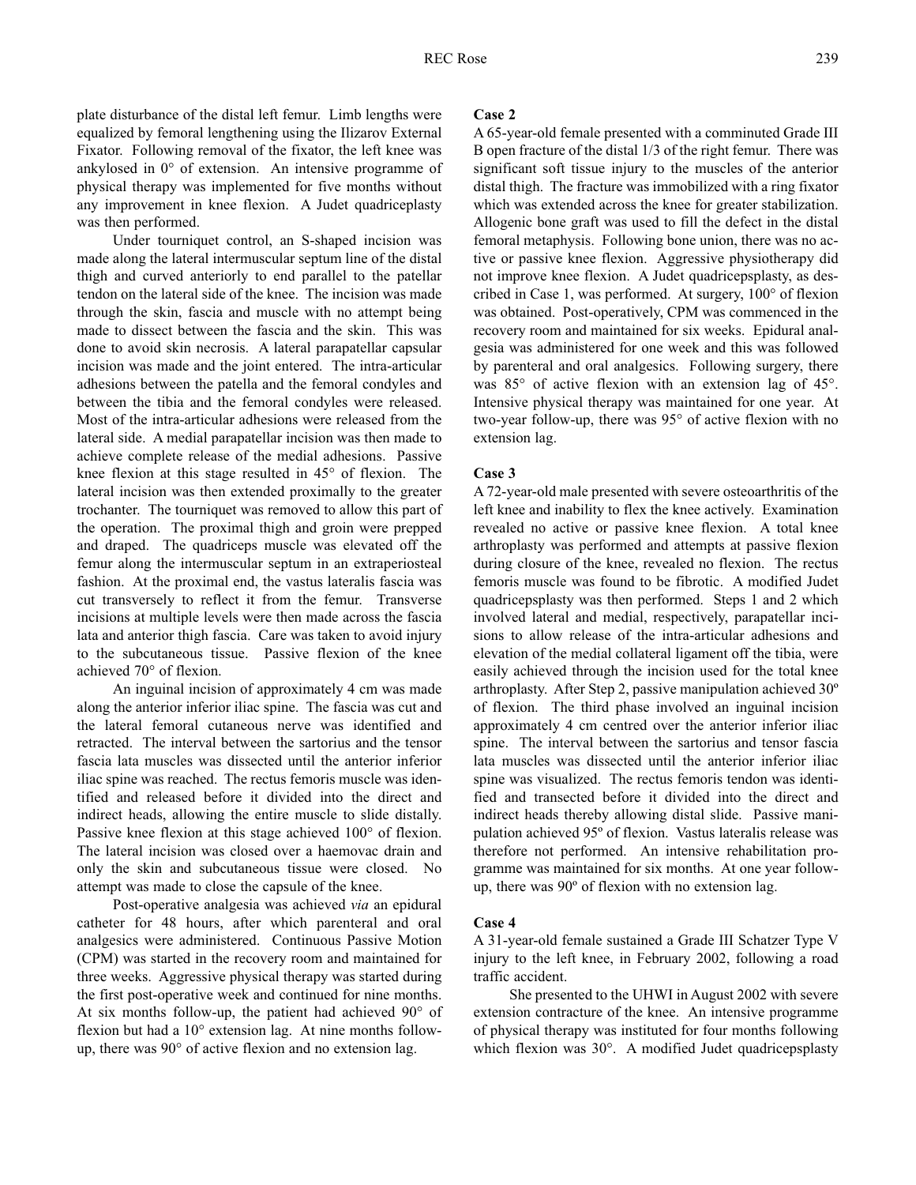plate disturbance of the distal left femur. Limb lengths were equalized by femoral lengthening using the Ilizarov External Fixator. Following removal of the fixator, the left knee was ankylosed in 0° of extension. An intensive programme of physical therapy was implemented for five months without any improvement in knee flexion. A Judet quadriceplasty was then performed.

Under tourniquet control, an S-shaped incision was made along the lateral intermuscular septum line of the distal thigh and curved anteriorly to end parallel to the patellar tendon on the lateral side of the knee. The incision was made through the skin, fascia and muscle with no attempt being made to dissect between the fascia and the skin. This was done to avoid skin necrosis. A lateral parapatellar capsular incision was made and the joint entered. The intra-articular adhesions between the patella and the femoral condyles and between the tibia and the femoral condyles were released. Most of the intra-articular adhesions were released from the lateral side. A medial parapatellar incision was then made to achieve complete release of the medial adhesions. Passive knee flexion at this stage resulted in 45° of flexion. The lateral incision was then extended proximally to the greater trochanter. The tourniquet was removed to allow this part of the operation. The proximal thigh and groin were prepped and draped. The quadriceps muscle was elevated off the femur along the intermuscular septum in an extraperiosteal fashion. At the proximal end, the vastus lateralis fascia was cut transversely to reflect it from the femur. Transverse incisions at multiple levels were then made across the fascia lata and anterior thigh fascia. Care was taken to avoid injury to the subcutaneous tissue. Passive flexion of the knee achieved 70° of flexion.

An inguinal incision of approximately 4 cm was made along the anterior inferior iliac spine. The fascia was cut and the lateral femoral cutaneous nerve was identified and retracted. The interval between the sartorius and the tensor fascia lata muscles was dissected until the anterior inferior iliac spine was reached. The rectus femoris muscle was identified and released before it divided into the direct and indirect heads, allowing the entire muscle to slide distally. Passive knee flexion at this stage achieved 100° of flexion. The lateral incision was closed over a haemovac drain and only the skin and subcutaneous tissue were closed. No attempt was made to close the capsule of the knee.

Post-operative analgesia was achieved *via* an epidural catheter for 48 hours, after which parenteral and oral analgesics were administered. Continuous Passive Motion (CPM) was started in the recovery room and maintained for three weeks. Aggressive physical therapy was started during the first post-operative week and continued for nine months. At six months follow-up, the patient had achieved 90° of flexion but had a 10° extension lag. At nine months follow-up, there was 90° of active flexion and no extension lag.

**Case 2**

A 65-year-old female presented with a comminuted Grade III B open fracture of the distal 1/3 of the right femur. There was significant soft tissue injury to the muscles of the anterior distal thigh. The fracture was immobilized with a ring fixator which was extended across the knee for greater stabilization. Allogenic bone graft was used to fill the defect in the distal femoral metaphysis. Following bone union, there was no active or passive knee flexion. Aggressive physiotherapy did not improve knee flexion. A Judet quadricepsplasty, as described in Case 1, was performed. At surgery, 100° of flexion was obtained. Post-operatively, CPM was commenced in the recovery room and maintained for six weeks. Epidural analgesia was administered for one week and this was followed by parenteral and oral analgesics. Following surgery, there was 85° of active flexion with an extension lag of 45°. Intensive physical therapy was maintained for one year. At two-year follow-up, there was 95° of active flexion with no extension lag.

**Case 3**

A 72-year-old male presented with severe osteoarthritis of the left knee and inability to flex the knee actively. Examination revealed no active or passive knee flexion. A total knee arthroplasty was performed and attempts at passive flexion during closure of the knee, revealed no flexion. The rectus femoris muscle was found to be fibrotic. A modified Judet quadricepsplasty was then performed. Steps 1 and 2 which involved lateral and medial, respectively, parapatellar incisions to allow release of the intra-articular adhesions and elevation of the medial collateral ligament off the tibia, were easily achieved through the incision used for the total knee arthroplasty. After Step 2, passive manipulation achieved 30º of flexion. The third phase involved an inguinal incision approximately 4 cm centred over the anterior inferior iliac spine. The interval between the sartorius and tensor fascia lata muscles was dissected until the anterior inferior iliac spine was visualized. The rectus femoris tendon was identified and transected before it divided into the direct and indirect heads thereby allowing distal slide. Passive manipulation achieved 95º of flexion. Vastus lateralis release was therefore not performed. An intensive rehabilitation programme was maintained for six months. At one year follow-up, there was 90º of flexion with no extension lag.

**Case 4**

A 31-year-old female sustained a Grade III Schatzer Type V injury to the left knee, in February 2002, following a road traffic accident.

She presented to the UHWI in August 2002 with severe extension contracture of the knee. An intensive programme of physical therapy was instituted for four months following which flexion was 30°. A modified Judet quadricepsplasty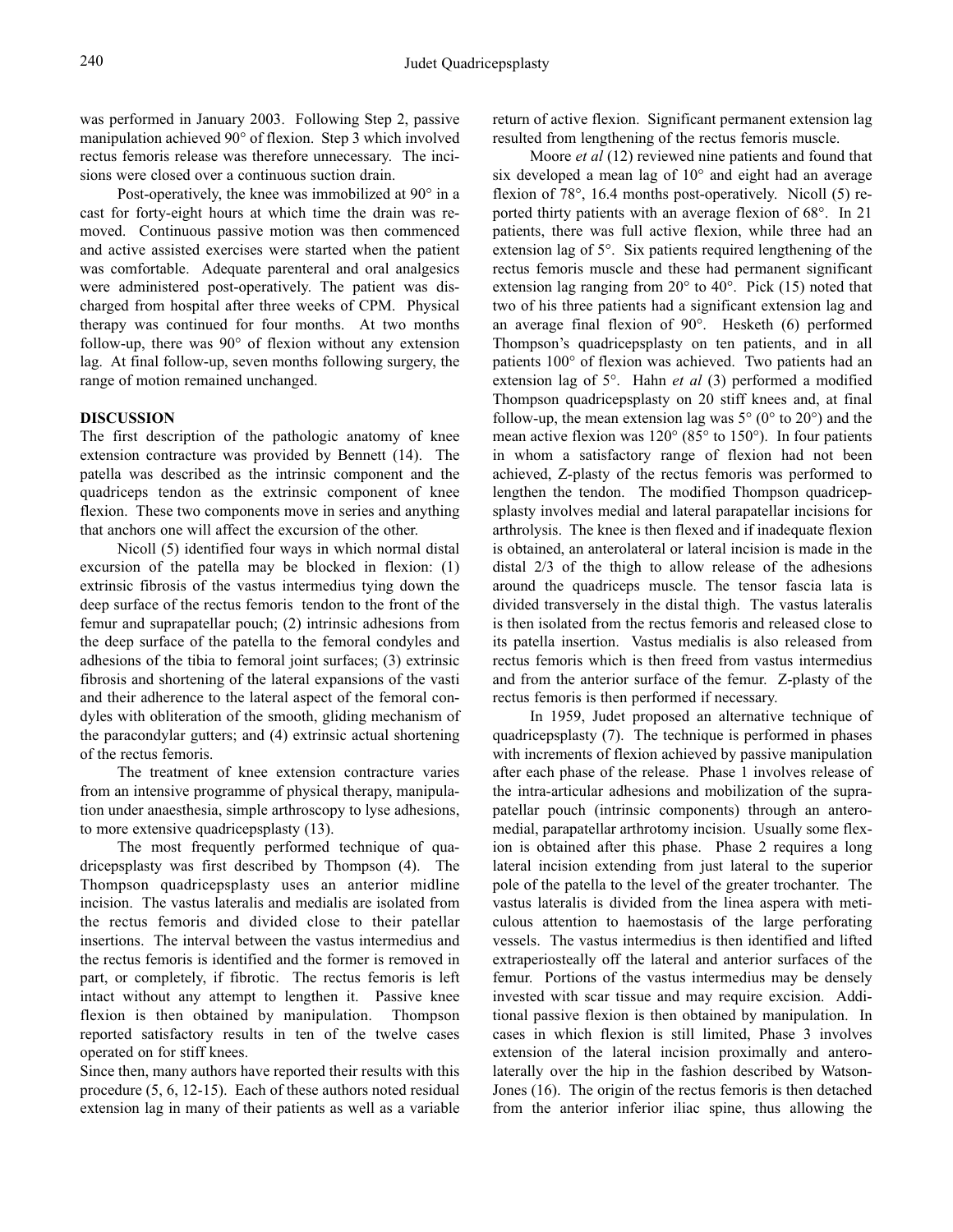was performed in January 2003. Following Step 2, passive manipulation achieved 90° of flexion. Step 3 which involved rectus femoris release was therefore unnecessary. The incisions were closed over a continuous suction drain.

Post-operatively, the knee was immobilized at 90° in a cast for forty-eight hours at which time the drain was removed. Continuous passive motion was then commenced and active assisted exercises were started when the patient was comfortable. Adequate parenteral and oral analgesics were administered post-operatively. The patient was discharged from hospital after three weeks of CPM. Physical therapy was continued for four months. At two months follow-up, there was 90° of flexion without any extension lag. At final follow-up, seven months following surgery, the range of motion remained unchanged.

## DISCUSSION

The first description of the pathologic anatomy of knee extension contracture was provided by Bennett (14). The patella was described as the intrinsic component and the quadriceps tendon as the extrinsic component of knee flexion. These two components move in series and anything that anchors one will affect the excursion of the other.

Nicoll (5) identified four ways in which normal distal excursion of the patella may be blocked in flexion: (1) extrinsic fibrosis of the vastus intermedius tying down the deep surface of the rectus femoris tendon to the front of the femur and suprapatellar pouch; (2) intrinsic adhesions from the deep surface of the patella to the femoral condyles and adhesions of the tibia to femoral joint surfaces; (3) extrinsic fibrosis and shortening of the lateral expansions of the vasti and their adherence to the lateral aspect of the femoral condyles with obliteration of the smooth, gliding mechanism of the paracondylar gutters; and (4) extrinsic actual shortening of the rectus femoris.

The treatment of knee extension contracture varies from an intensive programme of physical therapy, manipulation under anaesthesia, simple arthroscopy to lyse adhesions, to more extensive quadricepsplasty (13).

The most frequently performed technique of quadricepsplasty was first described by Thompson (4). The Thompson quadricepsplasty uses an anterior midline incision. The vastus lateralis and medialis are isolated from the rectus femoris and divided close to their patellar insertions. The interval between the vastus intermedius and the rectus femoris is identified and the former is removed in part, or completely, if fibrotic. The rectus femoris is left intact without any attempt to lengthen it. Passive knee flexion is then obtained by manipulation. Thompson reported satisfactory results in ten of the twelve cases operated on for stiff knees.

Since then, many authors have reported their results with this procedure (5, 6, 12-15). Each of these authors noted residual extension lag in many of their patients as well as a variable return of active flexion. Significant permanent extension lag resulted from lengthening of the rectus femoris muscle.

Moore *et al* (12) reviewed nine patients and found that six developed a mean lag of 10° and eight had an average flexion of 78°, 16.4 months post-operatively. Nicoll (5) reported thirty patients with an average flexion of 68°. In 21 patients, there was full active flexion, while three had an extension lag of 5°. Six patients required lengthening of the rectus femoris muscle and these had permanent significant extension lag ranging from 20° to 40°. Pick (15) noted that two of his three patients had a significant extension lag and an average final flexion of 90°. Hesketh (6) performed Thompson's quadricepsplasty on ten patients, and in all patients 100° of flexion was achieved. Two patients had an extension lag of 5°. Hahn *et al* (3) performed a modified Thompson quadricepsplasty on 20 stiff knees and, at final follow-up, the mean extension lag was 5° (0° to 20°) and the mean active flexion was 120° (85° to 150°). In four patients in whom a satisfactory range of flexion had not been achieved, Z-plasty of the rectus femoris was performed to lengthen the tendon. The modified Thompson quadricepsplasty involves medial and lateral parapatellar incisions for arthrolysis. The knee is then flexed and if inadequate flexion is obtained, an anterolateral or lateral incision is made in the distal 2/3 of the thigh to allow release of the adhesions around the quadriceps muscle. The tensor fascia lata is divided transversely in the distal thigh. The vastus lateralis is then isolated from the rectus femoris and released close to its patella insertion. Vastus medialis is also released from rectus femoris which is then freed from vastus intermedius and from the anterior surface of the femur. Z-plasty of the rectus femoris is then performed if necessary.

In 1959, Judet proposed an alternative technique of quadricepsplasty (7). The technique is performed in phases with increments of flexion achieved by passive manipulation after each phase of the release. Phase 1 involves release of the intra-articular adhesions and mobilization of the suprapatellar pouch (intrinsic components) through an anteromedial, parapatellar arthrotomy incision. Usually some flexion is obtained after this phase. Phase 2 requires a long lateral incision extending from just lateral to the superior pole of the patella to the level of the greater trochanter. The vastus lateralis is divided from the linea aspera with meticulous attention to haemostasis of the large perforating vessels. The vastus intermedius is then identified and lifted extraperiosteally off the lateral and anterior surfaces of the femur. Portions of the vastus intermedius may be densely invested with scar tissue and may require excision. Additional passive flexion is then obtained by manipulation. In cases in which flexion is still limited, Phase 3 involves extension of the lateral incision proximally and anterolaterally over the hip in the fashion described by Watson-Jones (16). The origin of the rectus femoris is then detached from the anterior inferior iliac spine, thus allowing the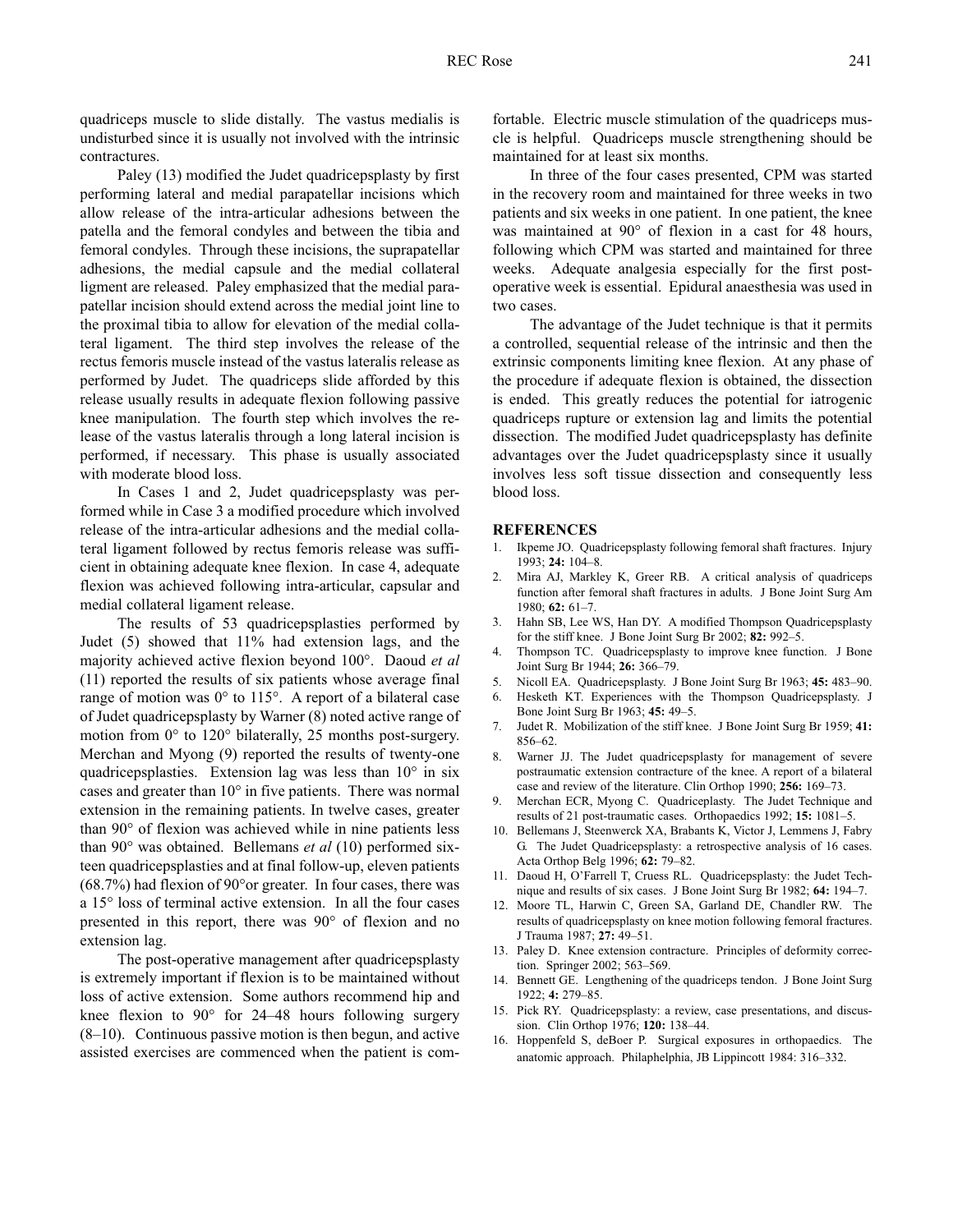quadriceps muscle to slide distally. The vastus medialis is undisturbed since it is usually not involved with the intrinsic contractures.

Paley (13) modified the Judet quadricepsplasty by first performing lateral and medial parapatellar incisions which allow release of the intra-articular adhesions between the patella and the femoral condyles and between the tibia and femoral condyles. Through these incisions, the suprapatellar adhesions, the medial capsule and the medial collateral ligment are released. Paley emphasized that the medial parapatellar incision should extend across the medial joint line to the proximal tibia to allow for elevation of the medial collateral ligament. The third step involves the release of the rectus femoris muscle instead of the vastus lateralis release as performed by Judet. The quadriceps slide afforded by this release usually results in adequate flexion following passive knee manipulation. The fourth step which involves the release of the vastus lateralis through a long lateral incision is performed, if necessary. This phase is usually associated with moderate blood loss.

In Cases 1 and 2, Judet quadricepsplasty was performed while in Case 3 a modified procedure which involved release of the intra-articular adhesions and the medial collateral ligament followed by rectus femoris release was sufficient in obtaining adequate knee flexion. In case 4, adequate flexion was achieved following intra-articular, capsular and medial collateral ligament release.

The results of 53 quadricepsplasties performed by Judet (5) showed that 11% had extension lags, and the majority achieved active flexion beyond 100°. Daoud *et al* (11) reported the results of six patients whose average final range of motion was 0° to 115°. A report of a bilateral case of Judet quadricepsplasty by Warner (8) noted active range of motion from 0° to 120° bilaterally, 25 months post-surgery. Merchan and Myong (9) reported the results of twenty-one quadricepsplasties. Extension lag was less than 10° in six cases and greater than 10° in five patients. There was normal extension in the remaining patients. In twelve cases, greater than 90° of flexion was achieved while in nine patients less than 90° was obtained. Bellemans *et al* (10) performed sixteen quadricepsplasties and at final follow-up, eleven patients (68.7%) had flexion of 90°or greater. In four cases, there was a 15° loss of terminal active extension. In all the four cases presented in this report, there was 90° of flexion and no extension lag.

The post-operative management after quadricepsplasty is extremely important if flexion is to be maintained without loss of active extension. Some authors recommend hip and knee flexion to 90° for 24–48 hours following surgery (8–10). Continuous passive motion is then begun, and active assisted exercises are commenced when the patient is comfortable. Electric muscle stimulation of the quadriceps muscle is helpful. Quadriceps muscle strengthening should be maintained for at least six months.

In three of the four cases presented, CPM was started in the recovery room and maintained for three weeks in two patients and six weeks in one patient. In one patient, the knee was maintained at 90° of flexion in a cast for 48 hours, following which CPM was started and maintained for three weeks. Adequate analgesia especially for the first post-operative week is essential. Epidural anaesthesia was used in two cases.

The advantage of the Judet technique is that it permits a controlled, sequential release of the intrinsic and then the extrinsic components limiting knee flexion. At any phase of the procedure if adequate flexion is obtained, the dissection is ended. This greatly reduces the potential for iatrogenic quadriceps rupture or extension lag and limits the potential dissection. The modified Judet quadricepsplasty has definite advantages over the Judet quadricepsplasty since it usually involves less soft tissue dissection and consequently less blood loss.

## REFERENCES

1. Ikpeme JO. Quadricepsplasty following femoral shaft fractures. Injury 1993; **24:** 104–8.
2. Mira AJ, Markley K, Greer RB. A critical analysis of quadriceps function after femoral shaft fractures in adults. J Bone Joint Surg Am 1980; **62:** 61–7.
3. Hahn SB, Lee WS, Han DY. A modified Thompson Quadricepsplasty for the stiff knee. J Bone Joint Surg Br 2002; **82:** 992–5.
4. Thompson TC. Quadricepsplasty to improve knee function. J Bone Joint Surg Br 1944; **26:** 366–79.
5. Nicoll EA. Quadricepsplasty. J Bone Joint Surg Br 1963; **45:** 483–90.
6. Hesketh KT. Experiences with the Thompson Quadricepsplasty. J Bone Joint Surg Br 1963; **45:** 49–5.
7. Judet R. Mobilization of the stiff knee. J Bone Joint Surg Br 1959; **41:** 856–62.
8. Warner JJ. The Judet quadricepsplasty for management of severe postraumatic extension contracture of the knee. A report of a bilateral case and review of the literature. Clin Orthop 1990; **256:** 169–73.
9. Merchan ECR, Myong C. Quadriceplasty. The Judet Technique and results of 21 post-traumatic cases. Orthopaedics 1992; **15:** 1081–5.
10. Bellemans J, Steenwerck XA, Brabants K, Victor J, Lemmens J, Fabry G. The Judet Quadricepsplasty: a retrospective analysis of 16 cases. Acta Orthop Belg 1996; **62:** 79–82.
11. Daoud H, O'Farrell T, Cruess RL. Quadricepsplasty: the Judet Technique and results of six cases. J Bone Joint Surg Br 1982; **64:** 194–7.
12. Moore TL, Harwin C, Green SA, Garland DE, Chandler RW. The results of quadricepsplasty on knee motion following femoral fractures. J Trauma 1987; **27:** 49–51.
13. Paley D. Knee extension contracture. Principles of deformity correction. Springer 2002; 563–569.
14. Bennett GE. Lengthening of the quadriceps tendon. J Bone Joint Surg 1922; **4:** 279–85.
15. Pick RY. Quadricepsplasty: a review, case presentations, and discussion. Clin Orthop 1976; **120:** 138–44.
16. Hoppenfeld S, deBoer P. Surgical exposures in orthopaedics. The anatomic approach. Philaphelphia, JB Lippincott 1984: 316–332.